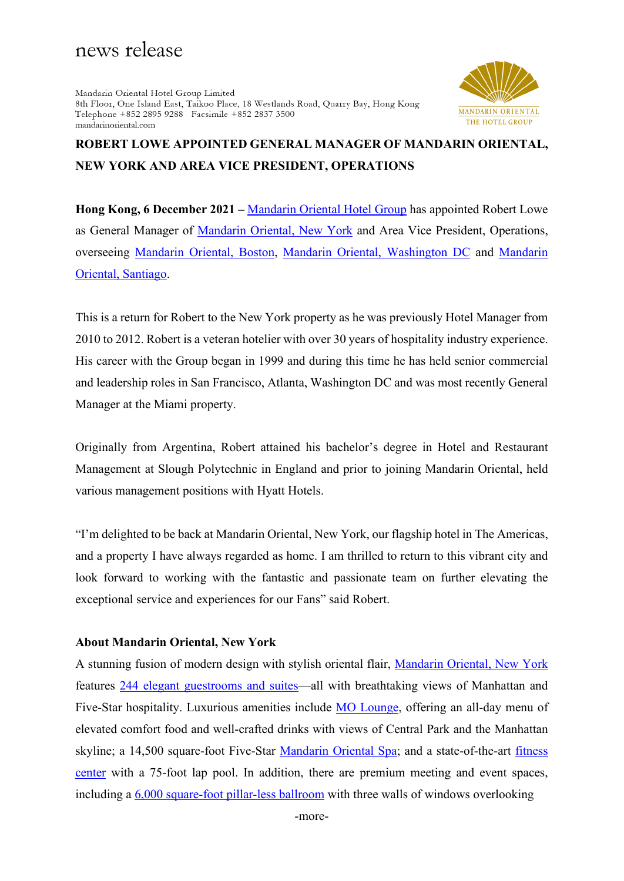# news release

Mandarin Oriental Hotel Group Limited
8th Floor, One Island East, Taikoo Place, 18 Westlands Road, Quarry Bay, Hong Kong
Telephone +852 2895 9288 Facsimile +852 2837 3500
mandarinoriental.com

MANDARIN ORIENTAL
THE HOTEL GROUP

**ROBERT LOWE APPOINTED GENERAL MANAGER OF MANDARIN ORIENTAL, NEW YORK AND AREA VICE PRESIDENT, OPERATIONS**

**Hong Kong, 6 December 2021 –** Mandarin Oriental Hotel Group has appointed Robert Lowe as General Manager of Mandarin Oriental, New York and Area Vice President, Operations, overseeing Mandarin Oriental, Boston, Mandarin Oriental, Washington DC and Mandarin Oriental, Santiago.

This is a return for Robert to the New York property as he was previously Hotel Manager from 2010 to 2012. Robert is a veteran hotelier with over 30 years of hospitality industry experience. His career with the Group began in 1999 and during this time he has held senior commercial and leadership roles in San Francisco, Atlanta, Washington DC and was most recently General Manager at the Miami property.

Originally from Argentina, Robert attained his bachelor's degree in Hotel and Restaurant Management at Slough Polytechnic in England and prior to joining Mandarin Oriental, held various management positions with Hyatt Hotels.

"I'm delighted to be back at Mandarin Oriental, New York, our flagship hotel in The Americas, and a property I have always regarded as home. I am thrilled to return to this vibrant city and look forward to working with the fantastic and passionate team on further elevating the exceptional service and experiences for our Fans" said Robert.

**About Mandarin Oriental, New York**

A stunning fusion of modern design with stylish oriental flair, Mandarin Oriental, New York features 244 elegant guestrooms and suites—all with breathtaking views of Manhattan and Five-Star hospitality. Luxurious amenities include MO Lounge, offering an all-day menu of elevated comfort food and well-crafted drinks with views of Central Park and the Manhattan skyline; a 14,500 square-foot Five-Star Mandarin Oriental Spa; and a state-of-the-art fitness center with a 75-foot lap pool. In addition, there are premium meeting and event spaces, including a 6,000 square-foot pillar-less ballroom with three walls of windows overlooking

-more-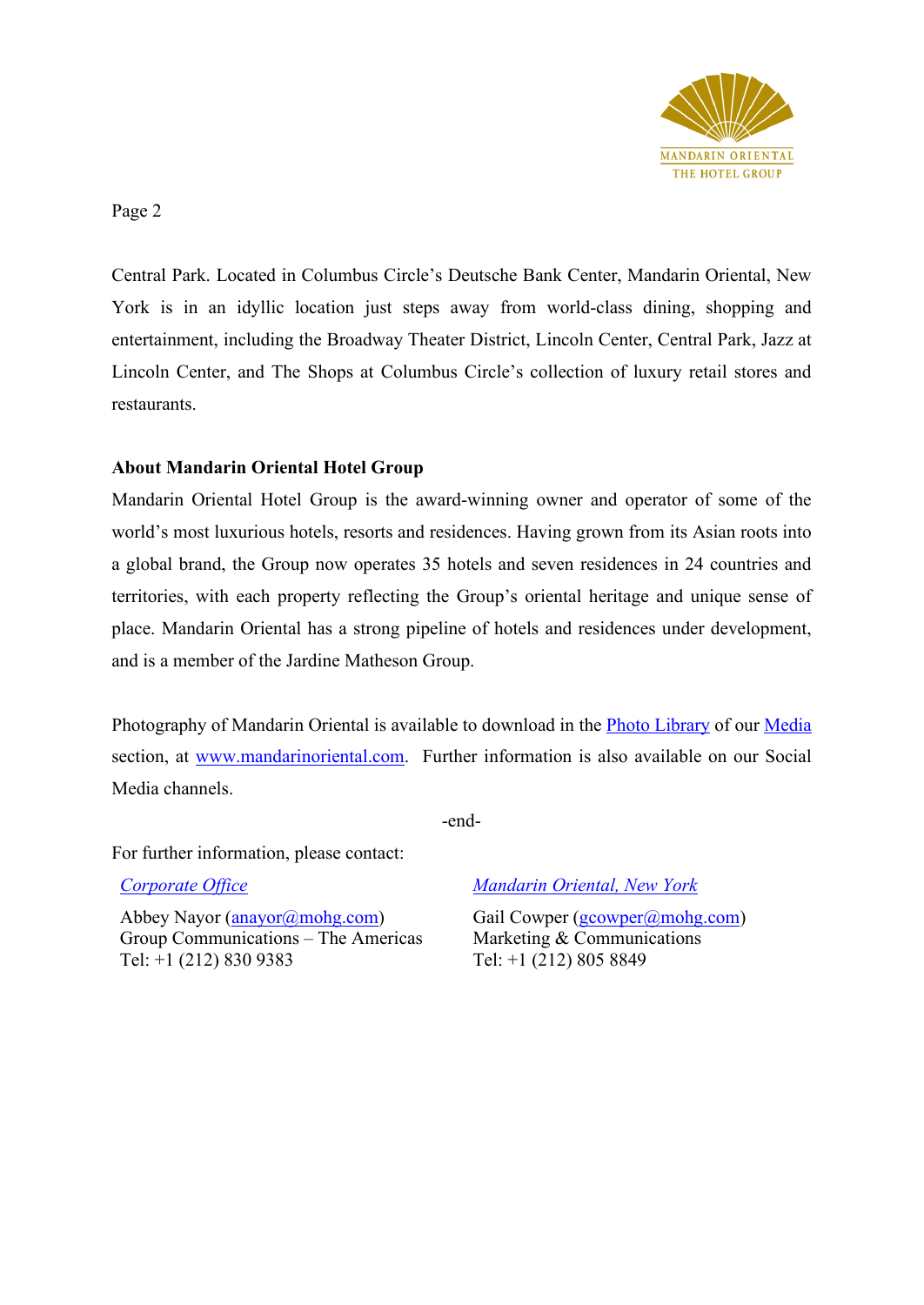Central Park. Located in Columbus Circle's Deutsche Bank Center, Mandarin Oriental, New York is in an idyllic location just steps away from world-class dining, shopping and entertainment, including the Broadway Theater District, Lincoln Center, Central Park, Jazz at Lincoln Center, and The Shops at Columbus Circle's collection of luxury retail stores and restaurants.

**About Mandarin Oriental Hotel Group**

Mandarin Oriental Hotel Group is the award-winning owner and operator of some of the world's most luxurious hotels, resorts and residences. Having grown from its Asian roots into a global brand, the Group now operates 35 hotels and seven residences in 24 countries and territories, with each property reflecting the Group's oriental heritage and unique sense of place. Mandarin Oriental has a strong pipeline of hotels and residences under development, and is a member of the Jardine Matheson Group.

Photography of Mandarin Oriental is available to download in the Photo Library of our Media section, at www.mandarinoriental.com. Further information is also available on our Social Media channels.

-end-

For further information, please contact:

*Corporate Office*

Abbey Nayor (anayor@mohg.com)
Group Communications – The Americas
Tel: +1 (212) 830 9383

*Mandarin Oriental, New York*

Gail Cowper (gcowper@mohg.com)
Marketing & Communications
Tel: +1 (212) 805 8849